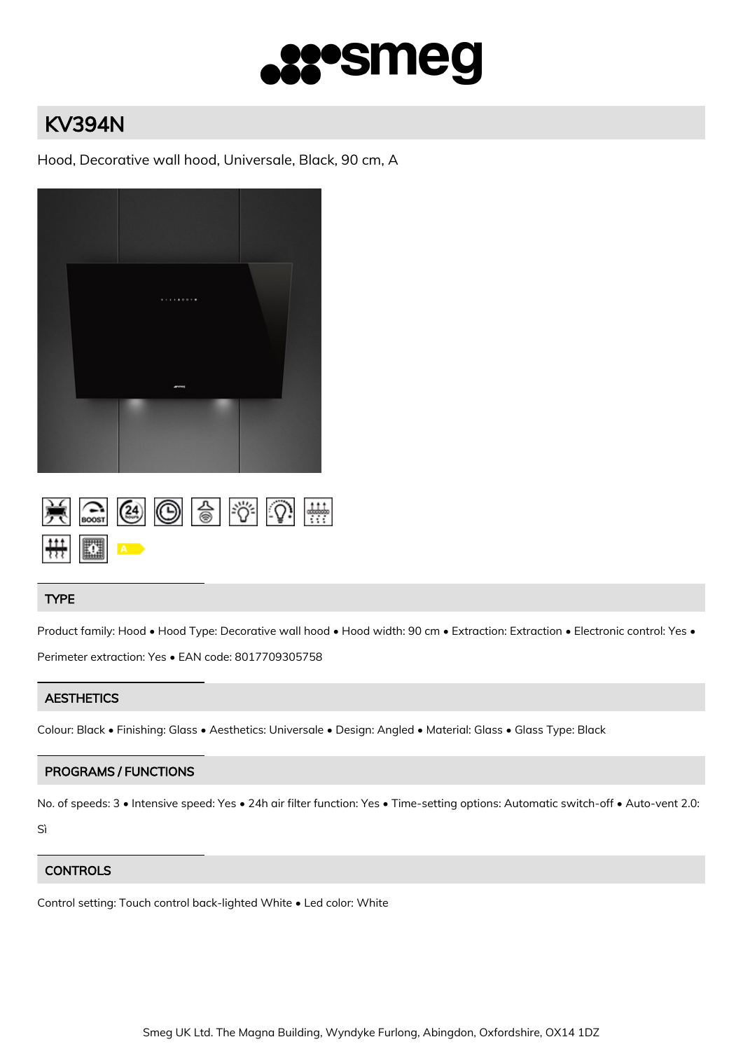# KV394N

Hood, Decorative wall hood, Universale, Black, 90 cm, A

## TYPE

Product family: Hood • Hood Type: Decorative wall hood • Hood width: 90 cm • Extraction: Extraction • Electronic control: Yes • Perimeter extraction: Yes • EAN code: 8017709305758

## AESTHETICS

Colour: Black • Finishing: Glass • Aesthetics: Universale • Design: Angled • Material: Glass • Glass Type: Black

## PROGRAMS / FUNCTIONS

No. of speeds: 3 • Intensive speed: Yes • 24h air filter function: Yes • Time-setting options: Automatic switch-off • Auto-vent 2.0: Sì

## CONTROLS

Control setting: Touch control back-lighted White • Led color: White

Smeg UK Ltd. The Magna Building, Wyndyke Furlong, Abingdon, Oxfordshire, OX14 1DZ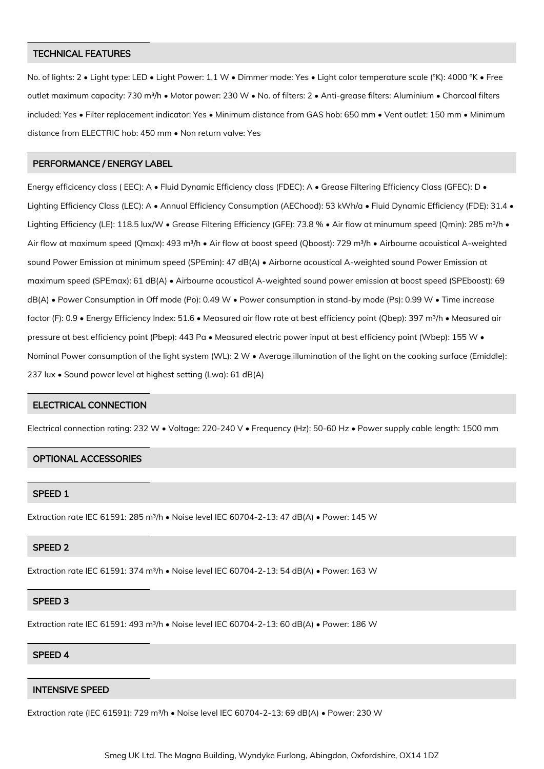## TECHNICAL FEATURES

No. of lights: 2 • Light type: LED • Light Power: 1,1 W • Dimmer mode: Yes • Light color temperature scale (°K): 4000 °K • Free outlet maximum capacity: 730 m³/h • Motor power: 230 W • No. of filters: 2 • Anti-grease filters: Aluminium • Charcoal filters included: Yes • Filter replacement indicator: Yes • Minimum distance from GAS hob: 650 mm • Vent outlet: 150 mm • Minimum distance from ELECTRIC hob: 450 mm • Non return valve: Yes

## PERFORMANCE / ENERGY LABEL

Energy efficicency class ( EEC): A • Fluid Dynamic Efficiency class (FDEC): A • Grease Filtering Efficiency Class (GFEC): D • Lighting Efficiency Class (LEC): A • Annual Efficiency Consumption (AEChood): 53 kWh/a • Fluid Dynamic Efficiency (FDE): 31.4 • Lighting Efficiency (LE): 118.5 lux/W • Grease Filtering Efficiency (GFE): 73.8 % • Air flow at minumum speed (Qmin): 285 m³/h • Air flow at maximum speed (Qmax): 493 m³/h • Air flow at boost speed (Qboost): 729 m³/h • Airbourne acouistical A-weighted sound Power Emission at minimum speed (SPEmin): 47 dB(A) • Airborne acoustical A-weighted sound Power Emission at maximum speed (SPEmax): 61 dB(A) • Airbourne acoustical A-weighted sound power emission at boost speed (SPEboost): 69 dB(A) • Power Consumption in Off mode (Po): 0.49 W • Power consumption in stand-by mode (Ps): 0.99 W • Time increase factor (F): 0.9 • Energy Efficiency Index: 51.6 • Measured air flow rate at best efficiency point (Qbep): 397 m³/h • Measured air pressure at best efficiency point (Pbep): 443 Pa • Measured electric power input at best efficiency point (Wbep): 155 W • Nominal Power consumption of the light system (WL): 2 W • Average illumination of the light on the cooking surface (Emiddle): 237 lux • Sound power level at highest setting (Lwa): 61 dB(A)

## ELECTRICAL CONNECTION

Electrical connection rating: 232 W • Voltage: 220-240 V • Frequency (Hz): 50-60 Hz • Power supply cable length: 1500 mm

## OPTIONAL ACCESSORIES

## SPEED 1

Extraction rate IEC 61591: 285 m³/h • Noise level IEC 60704-2-13: 47 dB(A) • Power: 145 W

## SPEED 2

Extraction rate IEC 61591: 374 m³/h • Noise level IEC 60704-2-13: 54 dB(A) • Power: 163 W

## SPEED 3

Extraction rate IEC 61591: 493 m³/h • Noise level IEC 60704-2-13: 60 dB(A) • Power: 186 W

## SPEED 4

## INTENSIVE SPEED

Extraction rate (IEC 61591): 729 m³/h • Noise level IEC 60704-2-13: 69 dB(A) • Power: 230 W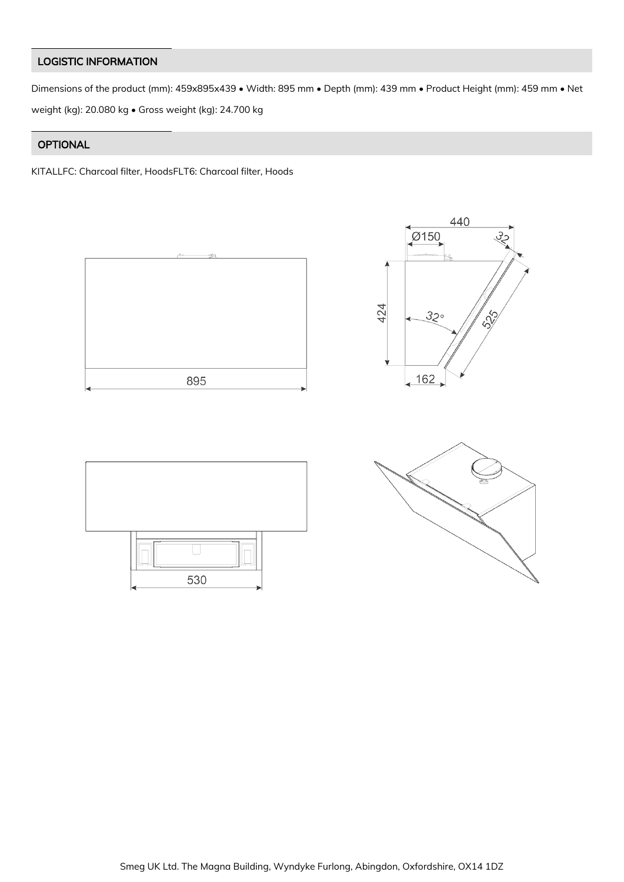## LOGISTIC INFORMATION

Dimensions of the product (mm): 459x895x439 • Width: 895 mm • Depth (mm): 439 mm • Product Height (mm): 459 mm • Net weight (kg): 20.080 kg • Gross weight (kg): 24.700 kg

## OPTIONAL

KITALLFC: Charcoal filter, HoodsFLT6: Charcoal filter, Hoods

895

440
Ø150
32
424
32°
525
162

530